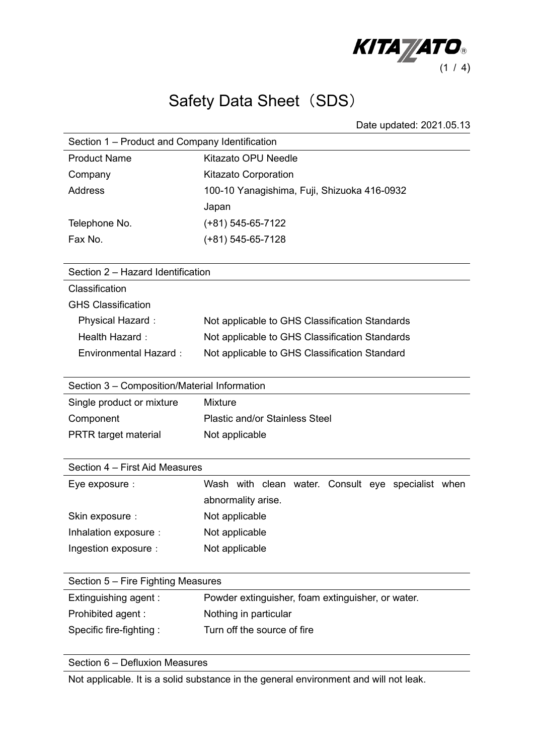# Safety Data Sheet（SDS）

Date updated: 2021.05.13

## Section 1 – Product and Company Identification

| | |
|---|---|
| Product Name | Kitazato OPU Needle |
| Company | Kitazato Corporation |
| Address | 100-10 Yanagishima, Fuji, Shizuoka 416-0932 Japan |
| Telephone No. | (+81) 545-65-7122 |
| Fax No. | (+81) 545-65-7128 |

## Section 2 – Hazard Identification

Classification

GHS Classification

| | |
|---|---|
| Physical Hazard： | Not applicable to GHS Classification Standards |
| Health Hazard： | Not applicable to GHS Classification Standards |
| Environmental Hazard： | Not applicable to GHS Classification Standard |

## Section 3 – Composition/Material Information

| | |
|---|---|
| Single product or mixture | Mixture |
| Component | Plastic and/or Stainless Steel |
| PRTR target material | Not applicable |

## Section 4 – First Aid Measures

| | |
|---|---|
| Eye exposure： | Wash with clean water. Consult eye specialist when abnormality arise. |
| Skin exposure： | Not applicable |
| Inhalation exposure： | Not applicable |
| Ingestion exposure： | Not applicable |

## Section 5 – Fire Fighting Measures

| | |
|---|---|
| Extinguishing agent : | Powder extinguisher, foam extinguisher, or water. |
| Prohibited agent : | Nothing in particular |
| Specific fire-fighting : | Turn off the source of fire |

## Section 6 – Defluxion Measures

Not applicable. It is a solid substance in the general environment and will not leak.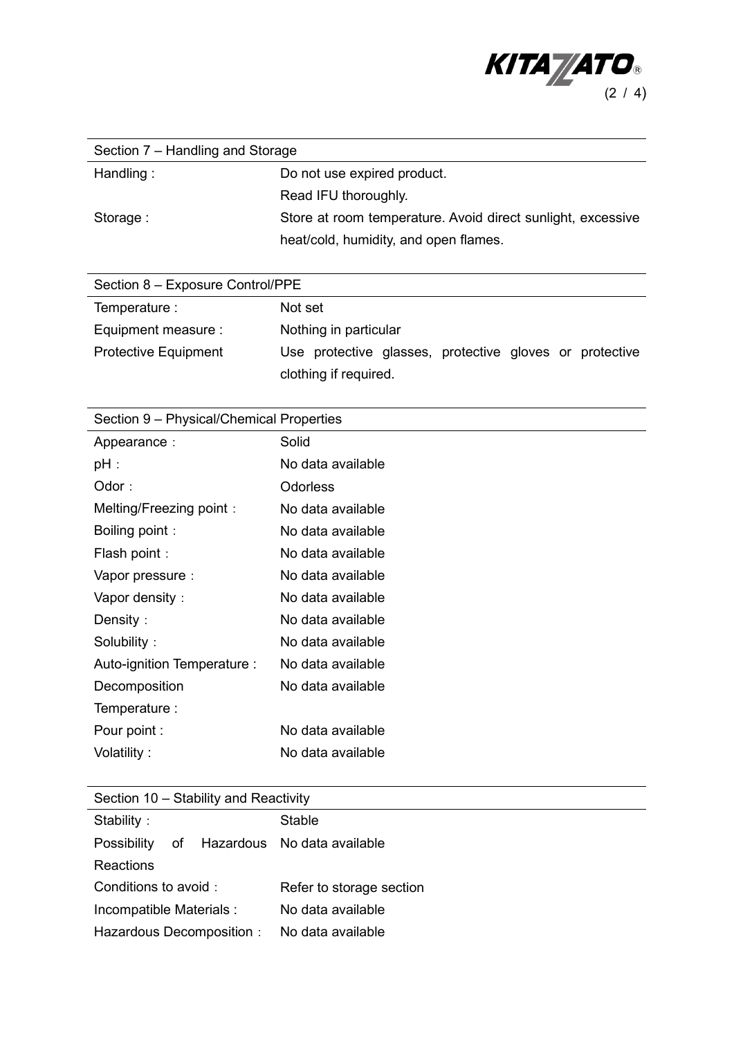## Section 7 – Handling and Storage

| | |
|---|---|
| Handling : | Do not use expired product. Read IFU thoroughly. |
| Storage : | Store at room temperature. Avoid direct sunlight, excessive heat/cold, humidity, and open flames. |

## Section 8 – Exposure Control/PPE

| | |
|---|---|
| Temperature : | Not set |
| Equipment measure : | Nothing in particular |
| Protective Equipment | Use protective glasses, protective gloves or protective clothing if required. |

## Section 9 – Physical/Chemical Properties

| | |
|---|---|
| Appearance： | Solid |
| pH： | No data available |
| Odor： | Odorless |
| Melting/Freezing point： | No data available |
| Boiling point： | No data available |
| Flash point： | No data available |
| Vapor pressure： | No data available |
| Vapor density： | No data available |
| Density： | No data available |
| Solubility： | No data available |
| Auto-ignition Temperature : | No data available |
| Decomposition Temperature : | No data available |
| Pour point : | No data available |
| Volatility : | No data available |

## Section 10 – Stability and Reactivity

| | |
|---|---|
| Stability： | Stable |
| Possibility of Hazardous Reactions | No data available |
| Conditions to avoid： | Refer to storage section |
| Incompatible Materials : | No data available |
| Hazardous Decomposition： | No data available |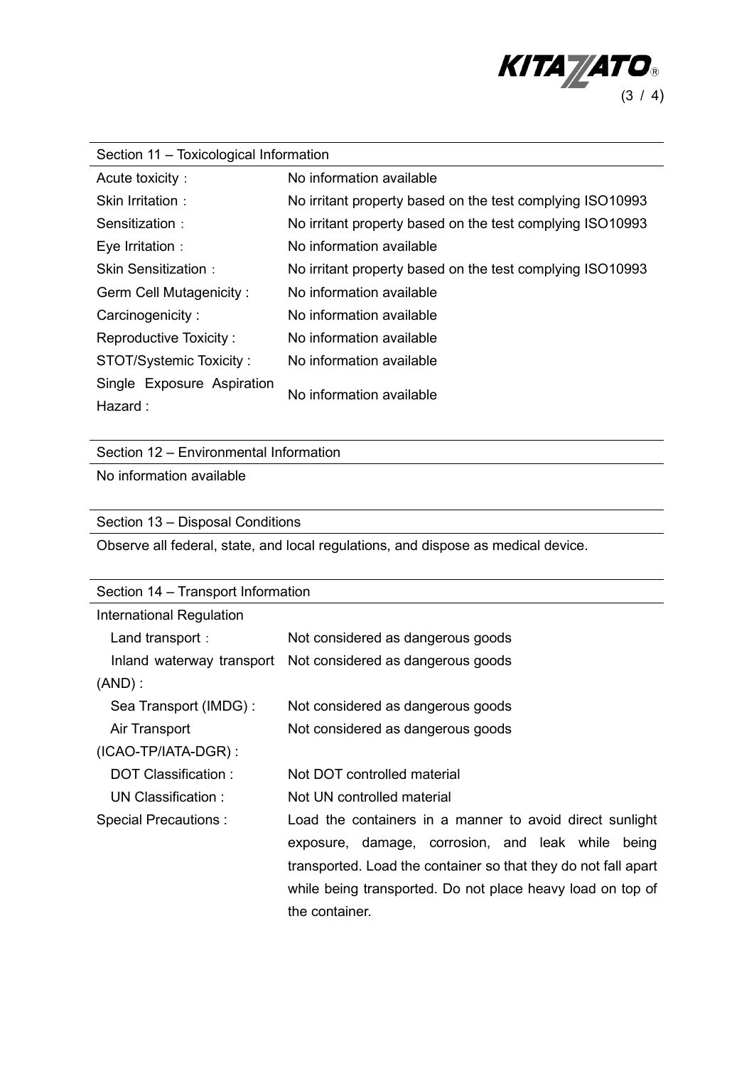## Section 11 – Toxicological Information

| | |
|---|---|
| Acute toxicity： | No information available |
| Skin Irritation： | No irritant property based on the test complying ISO10993 |
| Sensitization： | No irritant property based on the test complying ISO10993 |
| Eye Irritation： | No information available |
| Skin Sensitization： | No irritant property based on the test complying ISO10993 |
| Germ Cell Mutagenicity : | No information available |
| Carcinogenicity : | No information available |
| Reproductive Toxicity : | No information available |
| STOT/Systemic Toxicity : | No information available |
| Single Exposure Aspiration Hazard : | No information available |

## Section 12 – Environmental Information

No information available

## Section 13 – Disposal Conditions

Observe all federal, state, and local regulations, and dispose as medical device.

## Section 14 – Transport Information

| | |
|---|---|
| International Regulation | |
| Land transport： | Not considered as dangerous goods |
| Inland waterway transport (AND) : | Not considered as dangerous goods |
| Sea Transport (IMDG) : | Not considered as dangerous goods |
| Air Transport (ICAO-TP/IATA-DGR) : | Not considered as dangerous goods |
| DOT Classification : | Not DOT controlled material |
| UN Classification : | Not UN controlled material |
| Special Precautions : | Load the containers in a manner to avoid direct sunlight exposure, damage, corrosion, and leak while being transported. Load the container so that they do not fall apart while being transported. Do not place heavy load on top of the container. |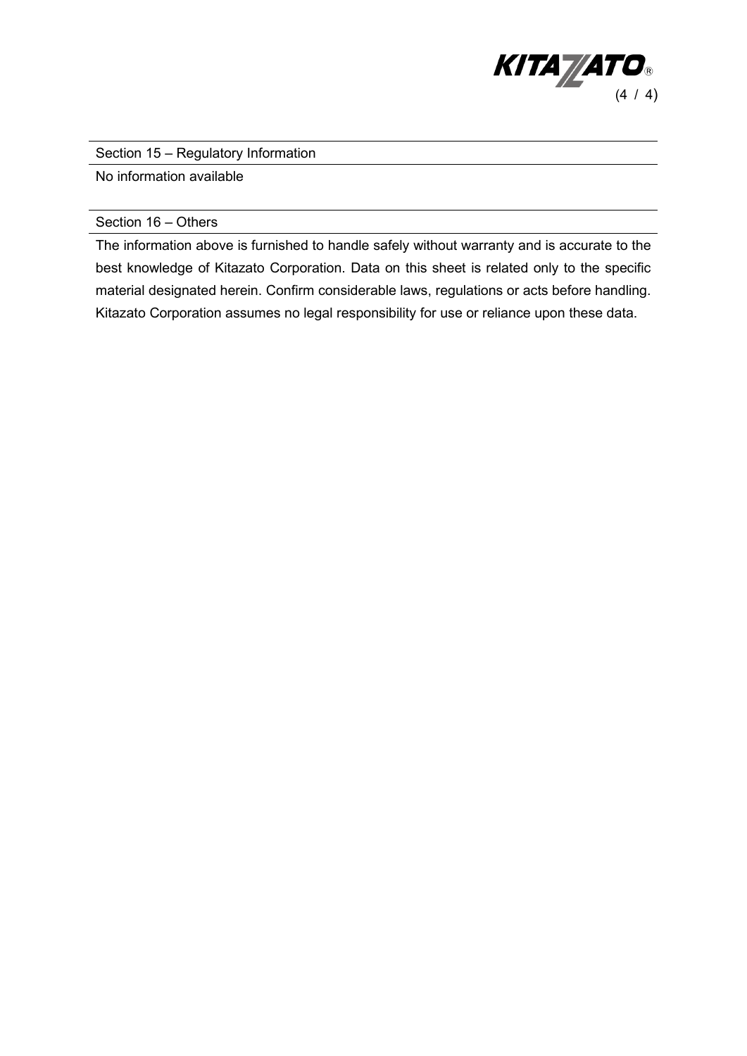## Section 15 – Regulatory Information

No information available

## Section 16 – Others

The information above is furnished to handle safely without warranty and is accurate to the best knowledge of Kitazato Corporation. Data on this sheet is related only to the specific material designated herein. Confirm considerable laws, regulations or acts before handling. Kitazato Corporation assumes no legal responsibility for use or reliance upon these data.